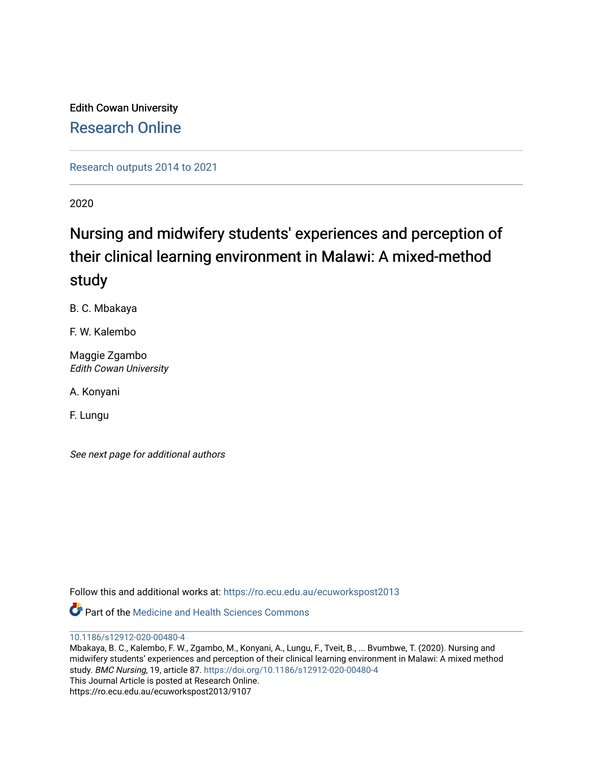Edith Cowan University

Research Online

Research outputs 2014 to 2021

2020

# Nursing and midwifery students' experiences and perception of their clinical learning environment in Malawi: A mixed-method study

B. C. Mbakaya

F. W. Kalembo

Maggie Zgambo
*Edith Cowan University*

A. Konyani

F. Lungu

*See next page for additional authors*

Follow this and additional works at: https://ro.ecu.edu.au/ecuworkspost2013

Part of the Medicine and Health Sciences Commons

10.1186/s12912-020-00480-4

Mbakaya, B. C., Kalembo, F. W., Zgambo, M., Konyani, A., Lungu, F., Tveit, B., ... Bvumbwe, T. (2020). Nursing and midwifery students' experiences and perception of their clinical learning environment in Malawi: A mixed method study. *BMC Nursing*, 19, article 87. https://doi.org/10.1186/s12912-020-00480-4

This Journal Article is posted at Research Online.

https://ro.ecu.edu.au/ecuworkspost2013/9107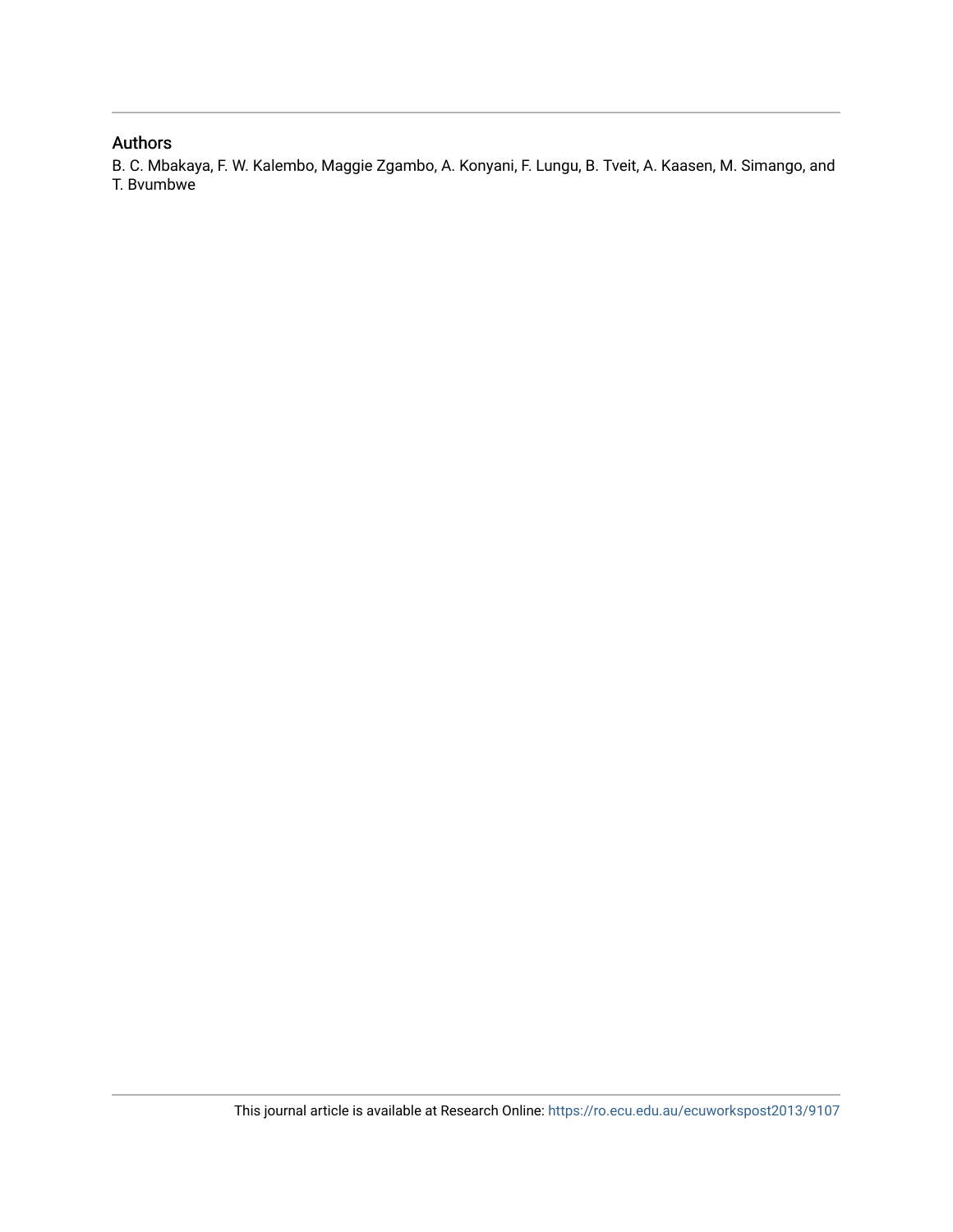## Authors

B. C. Mbakaya, F. W. Kalembo, Maggie Zgambo, A. Konyani, F. Lungu, B. Tveit, A. Kaasen, M. Simango, and T. Bvumbwe

This journal article is available at Research Online: https://ro.ecu.edu.au/ecuworkspost2013/9107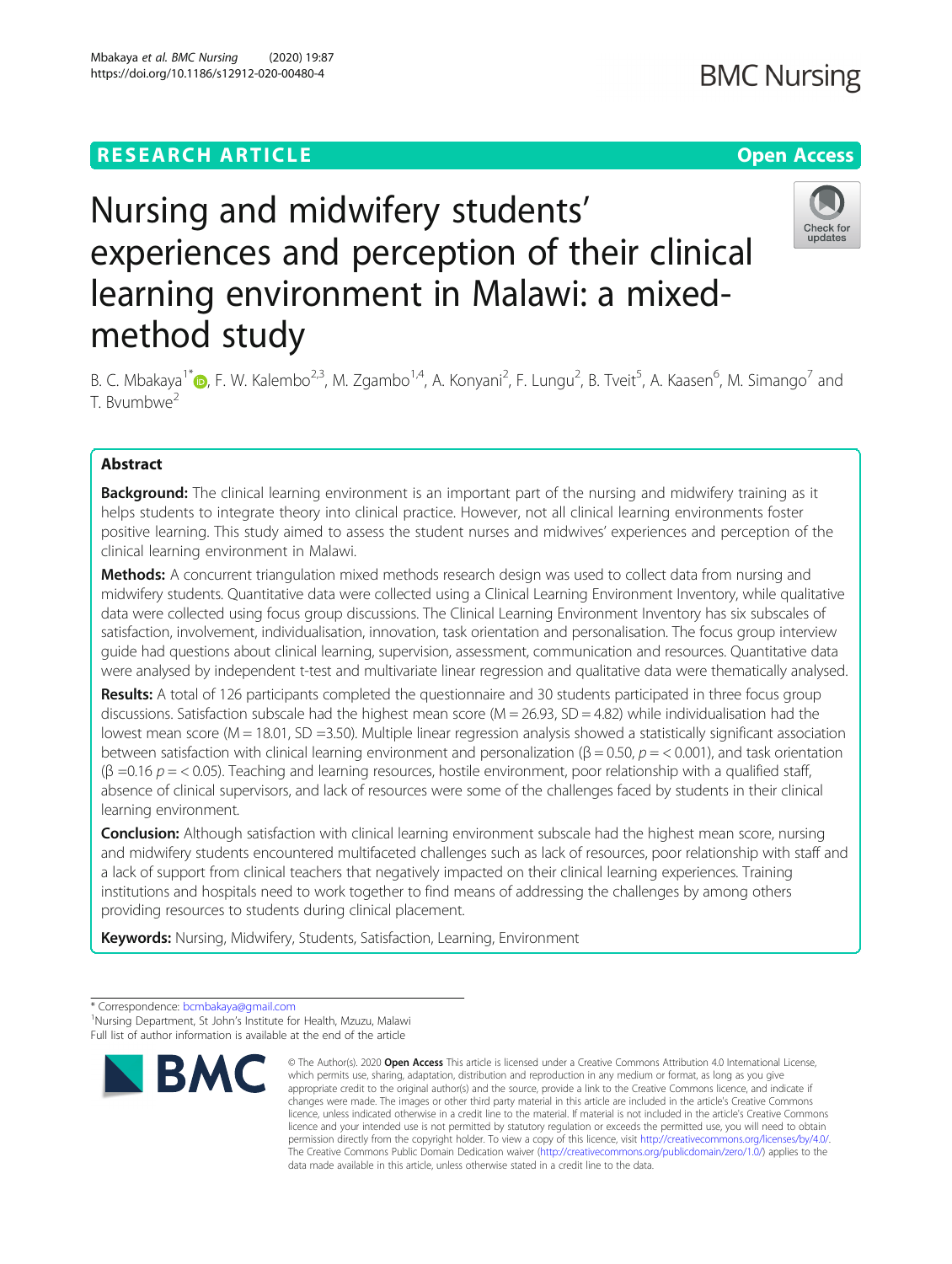# Nursing and midwifery students' experiences and perception of their clinical learning environment in Malawi: a mixed-method study

B. C. Mbakaya[1*], F. W. Kalembo[2,3], M. Zgambo[1,4], A. Konyani[2], F. Lungu[2], B. Tveit[5], A. Kaasen[6], M. Simango[7] and T. Bvumbwe[2]

## Abstract

**Background:** The clinical learning environment is an important part of the nursing and midwifery training as it helps students to integrate theory into clinical practice. However, not all clinical learning environments foster positive learning. This study aimed to assess the student nurses and midwives' experiences and perception of the clinical learning environment in Malawi.

**Methods:** A concurrent triangulation mixed methods research design was used to collect data from nursing and midwifery students. Quantitative data were collected using a Clinical Learning Environment Inventory, while qualitative data were collected using focus group discussions. The Clinical Learning Environment Inventory has six subscales of satisfaction, involvement, individualisation, innovation, task orientation and personalisation. The focus group interview guide had questions about clinical learning, supervision, assessment, communication and resources. Quantitative data were analysed by independent t-test and multivariate linear regression and qualitative data were thematically analysed.

**Results:** A total of 126 participants completed the questionnaire and 30 students participated in three focus group discussions. Satisfaction subscale had the highest mean score (M = 26.93, SD = 4.82) while individualisation had the lowest mean score (M = 18.01, SD =3.50). Multiple linear regression analysis showed a statistically significant association between satisfaction with clinical learning environment and personalization (β = 0.50, p = < 0.001), and task orientation (β =0.16 p = < 0.05). Teaching and learning resources, hostile environment, poor relationship with a qualified staff, absence of clinical supervisors, and lack of resources were some of the challenges faced by students in their clinical learning environment.

**Conclusion:** Although satisfaction with clinical learning environment subscale had the highest mean score, nursing and midwifery students encountered multifaceted challenges such as lack of resources, poor relationship with staff and a lack of support from clinical teachers that negatively impacted on their clinical learning experiences. Training institutions and hospitals need to work together to find means of addressing the challenges by among others providing resources to students during clinical placement.

**Keywords:** Nursing, Midwifery, Students, Satisfaction, Learning, Environment

---

\* Correspondence: bcmbakaya@gmail.com
[1]Nursing Department, St John's Institute for Health, Mzuzu, Malawi
Full list of author information is available at the end of the article

© The Author(s). 2020 **Open Access** This article is licensed under a Creative Commons Attribution 4.0 International License, which permits use, sharing, adaptation, distribution and reproduction in any medium or format, as long as you give appropriate credit to the original author(s) and the source, provide a link to the Creative Commons licence, and indicate if changes were made. The images or other third party material in this article are included in the article's Creative Commons licence, unless indicated otherwise in a credit line to the material. If material is not included in the article's Creative Commons licence and your intended use is not permitted by statutory regulation or exceeds the permitted use, you will need to obtain permission directly from the copyright holder. To view a copy of this licence, visit http://creativecommons.org/licenses/by/4.0/. The Creative Commons Public Domain Dedication waiver (http://creativecommons.org/publicdomain/zero/1.0/) applies to the data made available in this article, unless otherwise stated in a credit line to the data.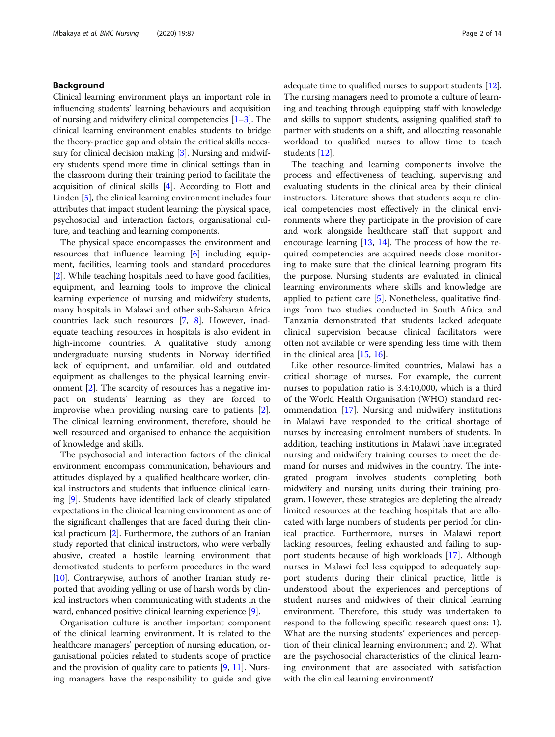## Background

Clinical learning environment plays an important role in influencing students' learning behaviours and acquisition of nursing and midwifery clinical competencies [1–3]. The clinical learning environment enables students to bridge the theory-practice gap and obtain the critical skills necessary for clinical decision making [3]. Nursing and midwifery students spend more time in clinical settings than in the classroom during their training period to facilitate the acquisition of clinical skills [4]. According to Flott and Linden [5], the clinical learning environment includes four attributes that impact student learning: the physical space, psychosocial and interaction factors, organisational culture, and teaching and learning components.

The physical space encompasses the environment and resources that influence learning [6] including equipment, facilities, learning tools and standard procedures [2]. While teaching hospitals need to have good facilities, equipment, and learning tools to improve the clinical learning experience of nursing and midwifery students, many hospitals in Malawi and other sub-Saharan Africa countries lack such resources [7, 8]. However, inadequate teaching resources in hospitals is also evident in high-income countries. A qualitative study among undergraduate nursing students in Norway identified lack of equipment, and unfamiliar, old and outdated equipment as challenges to the physical learning environment [2]. The scarcity of resources has a negative impact on students' learning as they are forced to improvise when providing nursing care to patients [2]. The clinical learning environment, therefore, should be well resourced and organised to enhance the acquisition of knowledge and skills.

The psychosocial and interaction factors of the clinical environment encompass communication, behaviours and attitudes displayed by a qualified healthcare worker, clinical instructors and students that influence clinical learning [9]. Students have identified lack of clearly stipulated expectations in the clinical learning environment as one of the significant challenges that are faced during their clinical practicum [2]. Furthermore, the authors of an Iranian study reported that clinical instructors, who were verbally abusive, created a hostile learning environment that demotivated students to perform procedures in the ward [10]. Contrarywise, authors of another Iranian study reported that avoiding yelling or use of harsh words by clinical instructors when communicating with students in the ward, enhanced positive clinical learning experience [9].

Organisation culture is another important component of the clinical learning environment. It is related to the healthcare managers' perception of nursing education, organisational policies related to students scope of practice and the provision of quality care to patients [9, 11]. Nursing managers have the responsibility to guide and give adequate time to qualified nurses to support students [12]. The nursing managers need to promote a culture of learning and teaching through equipping staff with knowledge and skills to support students, assigning qualified staff to partner with students on a shift, and allocating reasonable workload to qualified nurses to allow time to teach students [12].

The teaching and learning components involve the process and effectiveness of teaching, supervising and evaluating students in the clinical area by their clinical instructors. Literature shows that students acquire clinical competencies most effectively in the clinical environments where they participate in the provision of care and work alongside healthcare staff that support and encourage learning [13, 14]. The process of how the required competencies are acquired needs close monitoring to make sure that the clinical learning program fits the purpose. Nursing students are evaluated in clinical learning environments where skills and knowledge are applied to patient care [5]. Nonetheless, qualitative findings from two studies conducted in South Africa and Tanzania demonstrated that students lacked adequate clinical supervision because clinical facilitators were often not available or were spending less time with them in the clinical area [15, 16].

Like other resource-limited countries, Malawi has a critical shortage of nurses. For example, the current nurses to population ratio is 3.4:10,000, which is a third of the World Health Organisation (WHO) standard recommendation [17]. Nursing and midwifery institutions in Malawi have responded to the critical shortage of nurses by increasing enrolment numbers of students. In addition, teaching institutions in Malawi have integrated nursing and midwifery training courses to meet the demand for nurses and midwives in the country. The integrated program involves students completing both midwifery and nursing units during their training program. However, these strategies are depleting the already limited resources at the teaching hospitals that are allocated with large numbers of students per period for clinical practice. Furthermore, nurses in Malawi report lacking resources, feeling exhausted and failing to support students because of high workloads [17]. Although nurses in Malawi feel less equipped to adequately support students during their clinical practice, little is understood about the experiences and perceptions of student nurses and midwives of their clinical learning environment. Therefore, this study was undertaken to respond to the following specific research questions: 1). What are the nursing students' experiences and perception of their clinical learning environment; and 2). What are the psychosocial characteristics of the clinical learning environment that are associated with satisfaction with the clinical learning environment?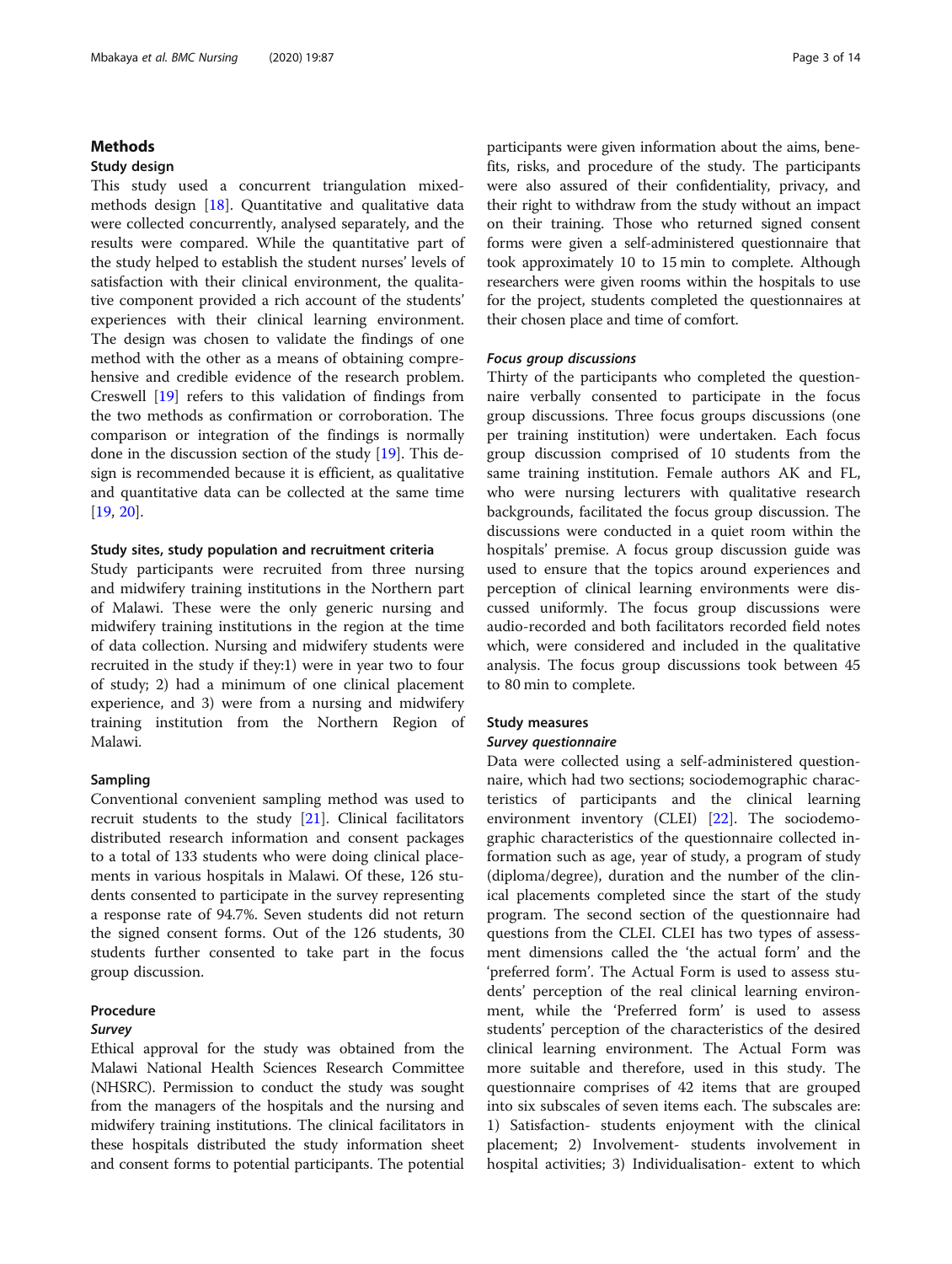## Methods

### Study design

This study used a concurrent triangulation mixed-methods design [18]. Quantitative and qualitative data were collected concurrently, analysed separately, and the results were compared. While the quantitative part of the study helped to establish the student nurses' levels of satisfaction with their clinical environment, the qualitative component provided a rich account of the students' experiences with their clinical learning environment. The design was chosen to validate the findings of one method with the other as a means of obtaining comprehensive and credible evidence of the research problem. Creswell [19] refers to this validation of findings from the two methods as confirmation or corroboration. The comparison or integration of the findings is normally done in the discussion section of the study [19]. This design is recommended because it is efficient, as qualitative and quantitative data can be collected at the same time [19, 20].

### Study sites, study population and recruitment criteria

Study participants were recruited from three nursing and midwifery training institutions in the Northern part of Malawi. These were the only generic nursing and midwifery training institutions in the region at the time of data collection. Nursing and midwifery students were recruited in the study if they:1) were in year two to four of study; 2) had a minimum of one clinical placement experience, and 3) were from a nursing and midwifery training institution from the Northern Region of Malawi.

### Sampling

Conventional convenient sampling method was used to recruit students to the study [21]. Clinical facilitators distributed research information and consent packages to a total of 133 students who were doing clinical placements in various hospitals in Malawi. Of these, 126 students consented to participate in the survey representing a response rate of 94.7%. Seven students did not return the signed consent forms. Out of the 126 students, 30 students further consented to take part in the focus group discussion.

### Procedure

#### *Survey*

Ethical approval for the study was obtained from the Malawi National Health Sciences Research Committee (NHSRC). Permission to conduct the study was sought from the managers of the hospitals and the nursing and midwifery training institutions. The clinical facilitators in these hospitals distributed the study information sheet and consent forms to potential participants. The potential participants were given information about the aims, benefits, risks, and procedure of the study. The participants were also assured of their confidentiality, privacy, and their right to withdraw from the study without an impact on their training. Those who returned signed consent forms were given a self-administered questionnaire that took approximately 10 to 15 min to complete. Although researchers were given rooms within the hospitals to use for the project, students completed the questionnaires at their chosen place and time of comfort.

#### *Focus group discussions*

Thirty of the participants who completed the questionnaire verbally consented to participate in the focus group discussions. Three focus groups discussions (one per training institution) were undertaken. Each focus group discussion comprised of 10 students from the same training institution. Female authors AK and FL, who were nursing lecturers with qualitative research backgrounds, facilitated the focus group discussion. The discussions were conducted in a quiet room within the hospitals' premise. A focus group discussion guide was used to ensure that the topics around experiences and perception of clinical learning environments were discussed uniformly. The focus group discussions were audio-recorded and both facilitators recorded field notes which, were considered and included in the qualitative analysis. The focus group discussions took between 45 to 80 min to complete.

### Study measures

#### *Survey questionnaire*

Data were collected using a self-administered questionnaire, which had two sections; sociodemographic characteristics of participants and the clinical learning environment inventory (CLEI) [22]. The sociodemographic characteristics of the questionnaire collected information such as age, year of study, a program of study (diploma/degree), duration and the number of the clinical placements completed since the start of the study program. The second section of the questionnaire had questions from the CLEI. CLEI has two types of assessment dimensions called the 'the actual form' and the 'preferred form'. The Actual Form is used to assess students' perception of the real clinical learning environment, while the 'Preferred form' is used to assess students' perception of the characteristics of the desired clinical learning environment. The Actual Form was more suitable and therefore, used in this study. The questionnaire comprises of 42 items that are grouped into six subscales of seven items each. The subscales are: 1) Satisfaction- students enjoyment with the clinical placement; 2) Involvement- students involvement in hospital activities; 3) Individualisation- extent to which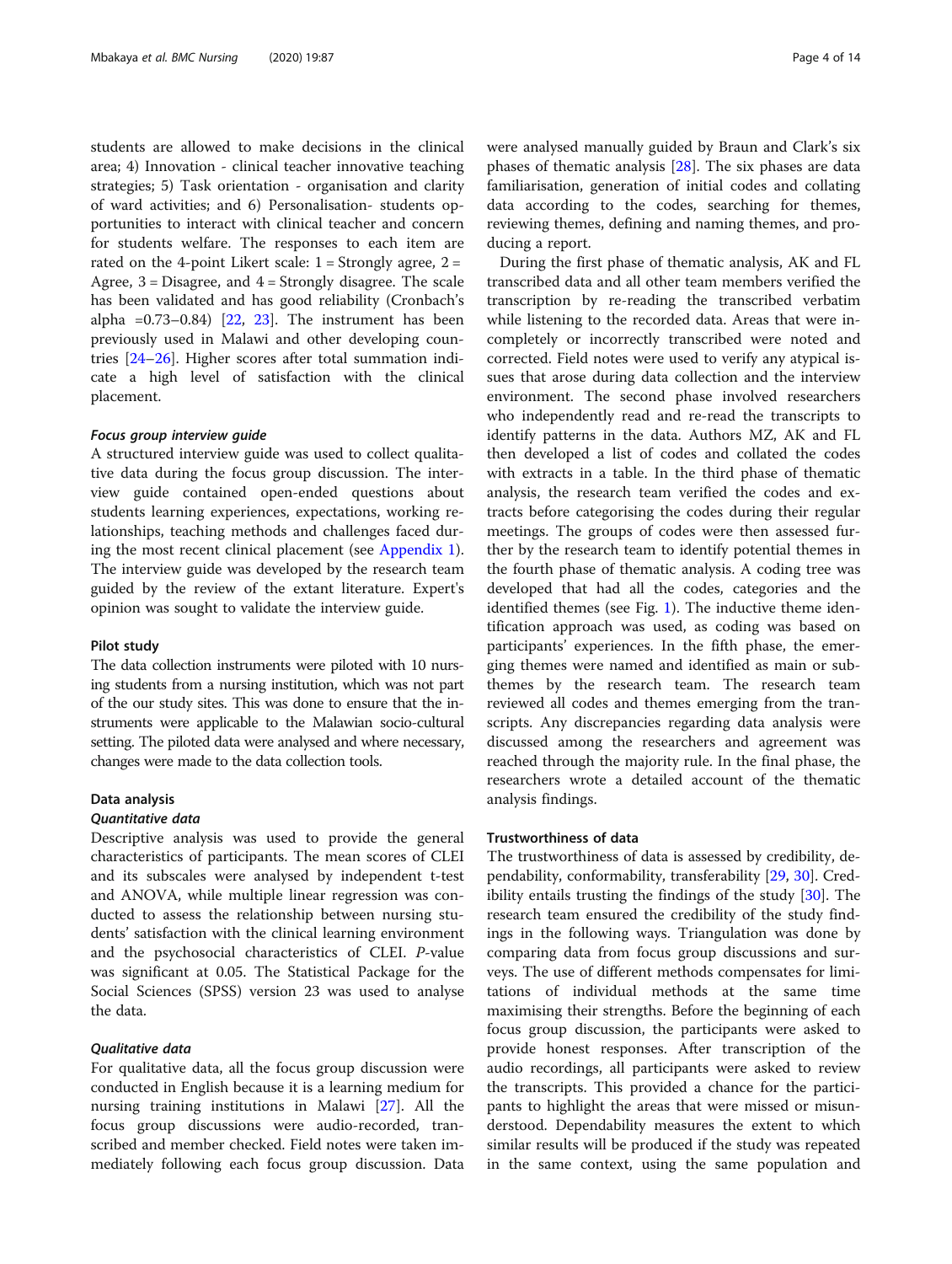students are allowed to make decisions in the clinical area; 4) Innovation - clinical teacher innovative teaching strategies; 5) Task orientation - organisation and clarity of ward activities; and 6) Personalisation- students opportunities to interact with clinical teacher and concern for students welfare. The responses to each item are rated on the 4-point Likert scale: 1 = Strongly agree, 2 = Agree, 3 = Disagree, and 4 = Strongly disagree. The scale has been validated and has good reliability (Cronbach's alpha =0.73–0.84) [22, 23]. The instrument has been previously used in Malawi and other developing countries [24–26]. Higher scores after total summation indicate a high level of satisfaction with the clinical placement.

#### *Focus group interview guide*

A structured interview guide was used to collect qualitative data during the focus group discussion. The interview guide contained open-ended questions about students learning experiences, expectations, working relationships, teaching methods and challenges faced during the most recent clinical placement (see Appendix 1). The interview guide was developed by the research team guided by the review of the extant literature. Expert's opinion was sought to validate the interview guide.

### Pilot study

The data collection instruments were piloted with 10 nursing students from a nursing institution, which was not part of the our study sites. This was done to ensure that the instruments were applicable to the Malawian socio-cultural setting. The piloted data were analysed and where necessary, changes were made to the data collection tools.

### Data analysis

#### *Quantitative data*

Descriptive analysis was used to provide the general characteristics of participants. The mean scores of CLEI and its subscales were analysed by independent t-test and ANOVA, while multiple linear regression was conducted to assess the relationship between nursing students' satisfaction with the clinical learning environment and the psychosocial characteristics of CLEI. *P*-value was significant at 0.05. The Statistical Package for the Social Sciences (SPSS) version 23 was used to analyse the data.

#### *Qualitative data*

For qualitative data, all the focus group discussion were conducted in English because it is a learning medium for nursing training institutions in Malawi [27]. All the focus group discussions were audio-recorded, transcribed and member checked. Field notes were taken immediately following each focus group discussion. Data were analysed manually guided by Braun and Clark's six phases of thematic analysis [28]. The six phases are data familiarisation, generation of initial codes and collating data according to the codes, searching for themes, reviewing themes, defining and naming themes, and producing a report.

During the first phase of thematic analysis, AK and FL transcribed data and all other team members verified the transcription by re-reading the transcribed verbatim while listening to the recorded data. Areas that were incompletely or incorrectly transcribed were noted and corrected. Field notes were used to verify any atypical issues that arose during data collection and the interview environment. The second phase involved researchers who independently read and re-read the transcripts to identify patterns in the data. Authors MZ, AK and FL then developed a list of codes and collated the codes with extracts in a table. In the third phase of thematic analysis, the research team verified the codes and extracts before categorising the codes during their regular meetings. The groups of codes were then assessed further by the research team to identify potential themes in the fourth phase of thematic analysis. A coding tree was developed that had all the codes, categories and the identified themes (see Fig. 1). The inductive theme identification approach was used, as coding was based on participants' experiences. In the fifth phase, the emerging themes were named and identified as main or subthemes by the research team. The research team reviewed all codes and themes emerging from the transcripts. Any discrepancies regarding data analysis were discussed among the researchers and agreement was reached through the majority rule. In the final phase, the researchers wrote a detailed account of the thematic analysis findings.

### Trustworthiness of data

The trustworthiness of data is assessed by credibility, dependability, conformability, transferability [29, 30]. Credibility entails trusting the findings of the study [30]. The research team ensured the credibility of the study findings in the following ways. Triangulation was done by comparing data from focus group discussions and surveys. The use of different methods compensates for limitations of individual methods at the same time maximising their strengths. Before the beginning of each focus group discussion, the participants were asked to provide honest responses. After transcription of the audio recordings, all participants were asked to review the transcripts. This provided a chance for the participants to highlight the areas that were missed or misunderstood. Dependability measures the extent to which similar results will be produced if the study was repeated in the same context, using the same population and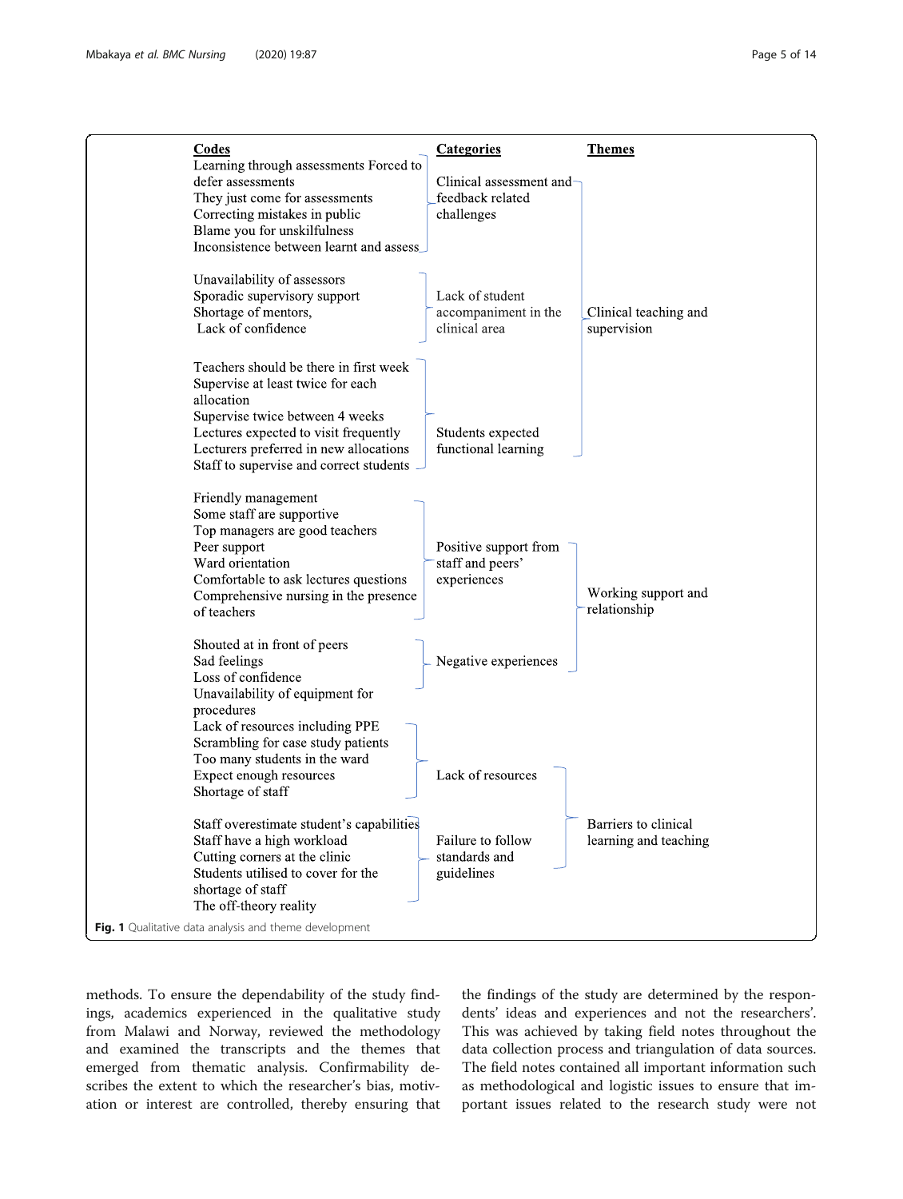| Codes | Categories | Themes |
| --- | --- | --- |
| Learning through assessments Forced to defer assessments<br>They just come for assessments<br>Correcting mistakes in public<br>Blame you for unskilfulness<br>Inconsistence between learnt and assess | Clinical assessment and feedback related challenges | Clinical teaching and supervision |
| Unavailability of assessors<br>Sporadic supervisory support<br>Shortage of mentors,<br>Lack of confidence | Lack of student accompaniment in the clinical area | |
| Teachers should be there in first week<br>Supervise at least twice for each allocation<br>Supervise twice between 4 weeks<br>Lectures expected to visit frequently<br>Lecturers preferred in new allocations<br>Staff to supervise and correct students | Students expected functional learning | |
| Friendly management<br>Some staff are supportive<br>Top managers are good teachers<br>Peer support<br>Ward orientation<br>Comfortable to ask lectures questions<br>Comprehensive nursing in the presence of teachers | Positive support from staff and peers' experiences | Working support and relationship |
| Shouted at in front of peers<br>Sad feelings<br>Loss of confidence | Negative experiences | |
| Unavailability of equipment for procedures<br>Lack of resources including PPE<br>Scrambling for case study patients<br>Too many students in the ward<br>Expect enough resources<br>Shortage of staff | Lack of resources | Barriers to clinical learning and teaching |
| Staff overestimate student's capabilities<br>Staff have a high workload<br>Cutting corners at the clinic<br>Students utilised to cover for the shortage of staff<br>The off-theory reality | Failure to follow standards and guidelines | |

**Fig. 1** Qualitative data analysis and theme development

methods. To ensure the dependability of the study findings, academics experienced in the qualitative study from Malawi and Norway, reviewed the methodology and examined the transcripts and the themes that emerged from thematic analysis. Confirmability describes the extent to which the researcher's bias, motivation or interest are controlled, thereby ensuring that the findings of the study are determined by the respondents' ideas and experiences and not the researchers'. This was achieved by taking field notes throughout the data collection process and triangulation of data sources. The field notes contained all important information such as methodological and logistic issues to ensure that important issues related to the research study were not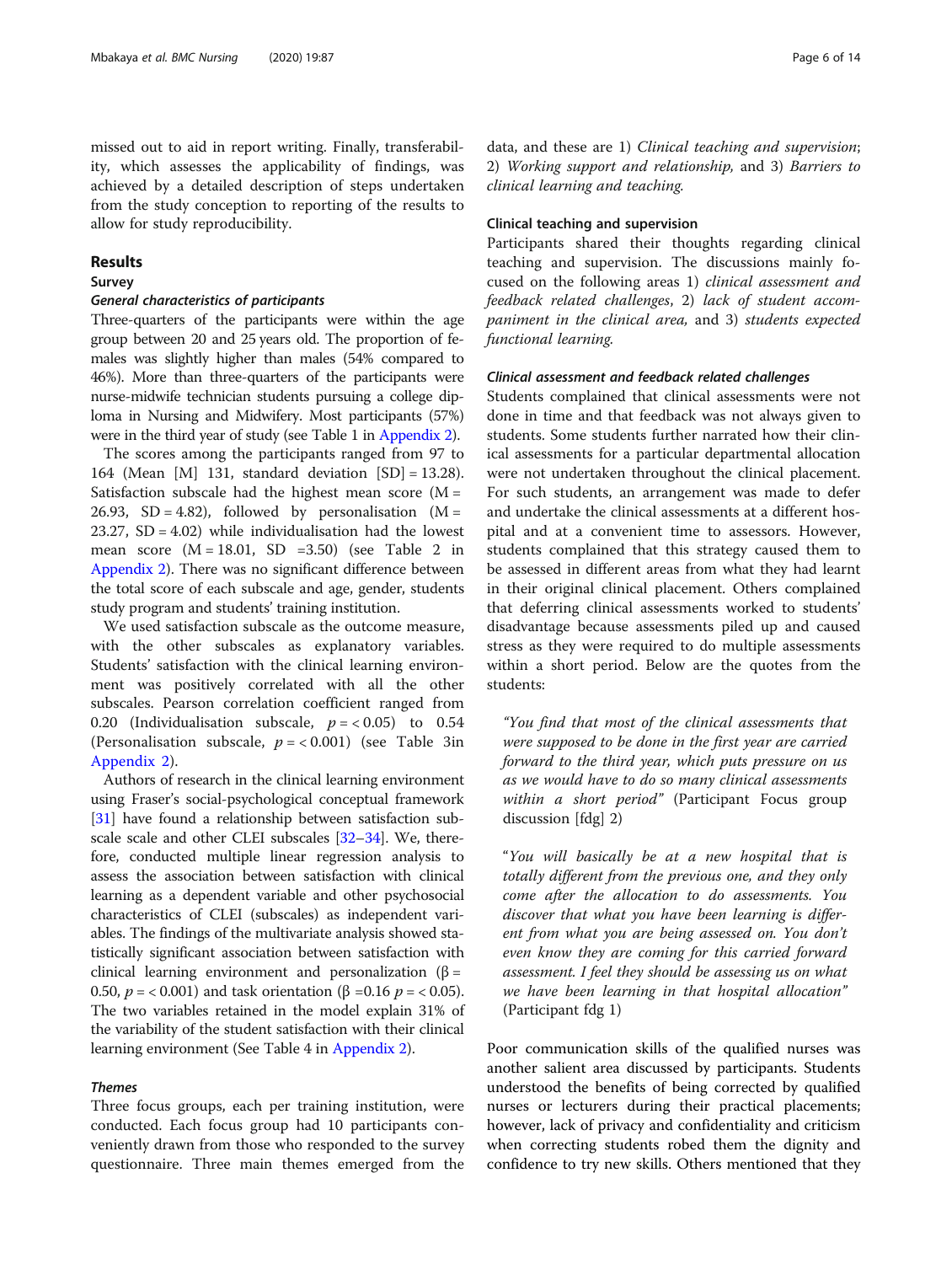missed out to aid in report writing. Finally, transferability, which assesses the applicability of findings, was achieved by a detailed description of steps undertaken from the study conception to reporting of the results to allow for study reproducibility.

## Results

### Survey

#### *General characteristics of participants*

Three-quarters of the participants were within the age group between 20 and 25 years old. The proportion of females was slightly higher than males (54% compared to 46%). More than three-quarters of the participants were nurse-midwife technician students pursuing a college diploma in Nursing and Midwifery. Most participants (57%) were in the third year of study (see Table 1 in Appendix 2).

The scores among the participants ranged from 97 to 164 (Mean [M] 131, standard deviation [SD] = 13.28). Satisfaction subscale had the highest mean score (M = 26.93, SD = 4.82), followed by personalisation (M = 23.27, SD = 4.02) while individualisation had the lowest mean score (M = 18.01, SD =3.50) (see Table 2 in Appendix 2). There was no significant difference between the total score of each subscale and age, gender, students study program and students' training institution.

We used satisfaction subscale as the outcome measure, with the other subscales as explanatory variables. Students' satisfaction with the clinical learning environment was positively correlated with all the other subscales. Pearson correlation coefficient ranged from 0.20 (Individualisation subscale, $p = < 0.05$) to 0.54 (Personalisation subscale, $p = < 0.001$) (see Table 3in Appendix 2).

Authors of research in the clinical learning environment using Fraser's social-psychological conceptual framework [31] have found a relationship between satisfaction subscale scale and other CLEI subscales [32–34]. We, therefore, conducted multiple linear regression analysis to assess the association between satisfaction with clinical learning as a dependent variable and other psychosocial characteristics of CLEI (subscales) as independent variables. The findings of the multivariate analysis showed statistically significant association between satisfaction with clinical learning environment and personalization ($\beta$ = 0.50, $p = < 0.001$) and task orientation ($\beta$ =0.16 $p = < 0.05$). The two variables retained in the model explain 31% of the variability of the student satisfaction with their clinical learning environment (See Table 4 in Appendix 2).

#### *Themes*

Three focus groups, each per training institution, were conducted. Each focus group had 10 participants conveniently drawn from those who responded to the survey questionnaire. Three main themes emerged from the data, and these are 1) *Clinical teaching and supervision*; 2) *Working support and relationship*, and 3) *Barriers to clinical learning and teaching.*

### Clinical teaching and supervision

Participants shared their thoughts regarding clinical teaching and supervision. The discussions mainly focused on the following areas 1) *clinical assessment and feedback related challenges*, 2) *lack of student accompaniment in the clinical area*, and 3) *students expected functional learning.*

#### *Clinical assessment and feedback related challenges*

Students complained that clinical assessments were not done in time and that feedback was not always given to students. Some students further narrated how their clinical assessments for a particular departmental allocation were not undertaken throughout the clinical placement. For such students, an arrangement was made to defer and undertake the clinical assessments at a different hospital and at a convenient time to assessors. However, students complained that this strategy caused them to be assessed in different areas from what they had learnt in their original clinical placement. Others complained that deferring clinical assessments worked to students' disadvantage because assessments piled up and caused stress as they were required to do multiple assessments within a short period. Below are the quotes from the students:

> *"You find that most of the clinical assessments that were supposed to be done in the first year are carried forward to the third year, which puts pressure on us as we would have to do so many clinical assessments within a short period"* (Participant Focus group discussion [fdg] 2)

> "*You will basically be at a new hospital that is totally different from the previous one, and they only come after the allocation to do assessments. You discover that what you have been learning is different from what you are being assessed on. You don't even know they are coming for this carried forward assessment. I feel they should be assessing us on what we have been learning in that hospital allocation"* (Participant fdg 1)

Poor communication skills of the qualified nurses was another salient area discussed by participants. Students understood the benefits of being corrected by qualified nurses or lecturers during their practical placements; however, lack of privacy and confidentiality and criticism when correcting students robed them the dignity and confidence to try new skills. Others mentioned that they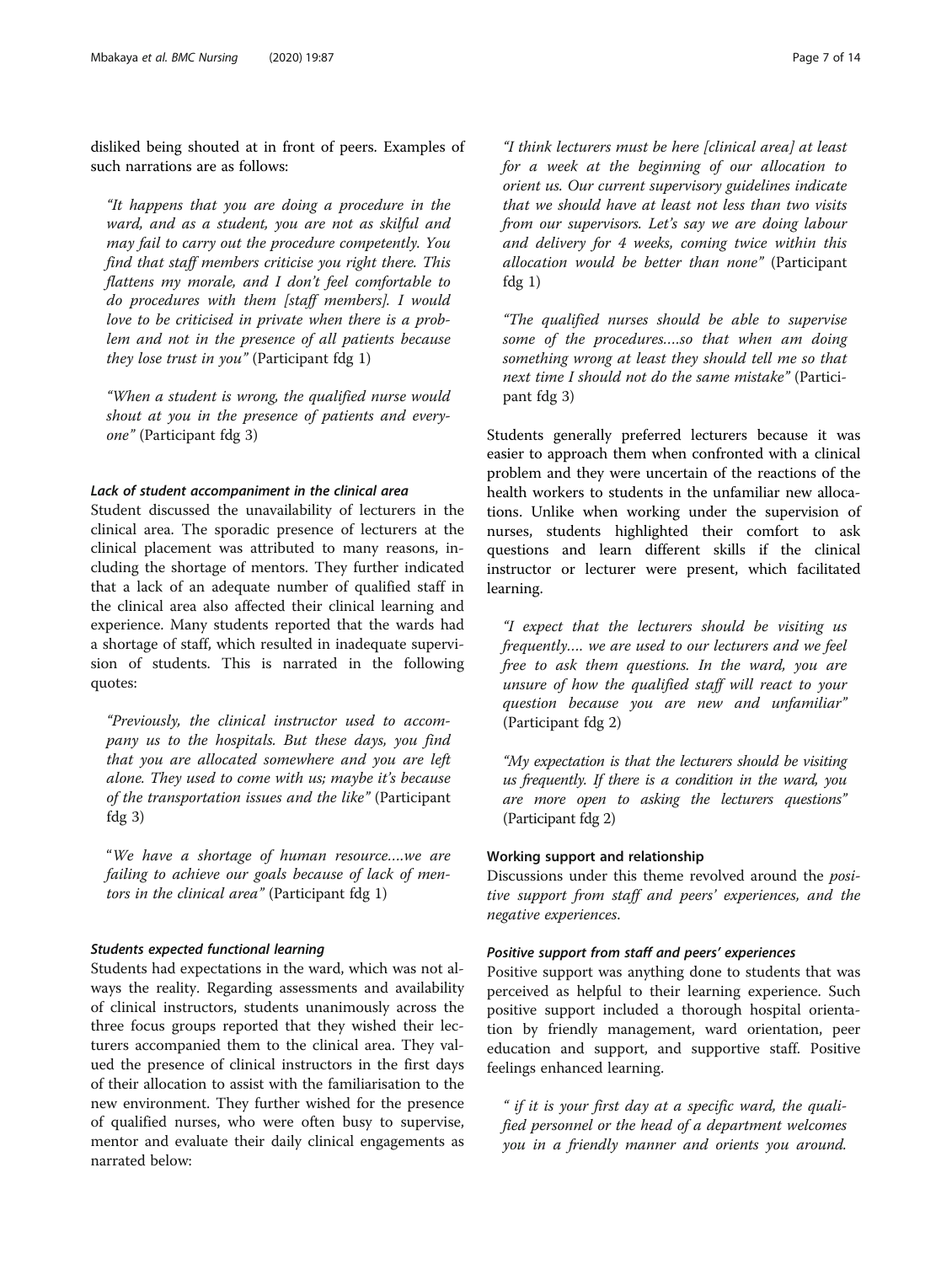disliked being shouted at in front of peers. Examples of such narrations are as follows:

> *"It happens that you are doing a procedure in the ward, and as a student, you are not as skilful and may fail to carry out the procedure competently. You find that staff members criticise you right there. This flattens my morale, and I don't feel comfortable to do procedures with them [staff members]. I would love to be criticised in private when there is a problem and not in the presence of all patients because they lose trust in you"* (Participant fdg 1)

> *"When a student is wrong, the qualified nurse would shout at you in the presence of patients and everyone"* (Participant fdg 3)

#### *Lack of student accompaniment in the clinical area*

Student discussed the unavailability of lecturers in the clinical area. The sporadic presence of lecturers at the clinical placement was attributed to many reasons, including the shortage of mentors. They further indicated that a lack of an adequate number of qualified staff in the clinical area also affected their clinical learning and experience. Many students reported that the wards had a shortage of staff, which resulted in inadequate supervision of students. This is narrated in the following quotes:

> *"Previously, the clinical instructor used to accompany us to the hospitals. But these days, you find that you are allocated somewhere and you are left alone. They used to come with us; maybe it's because of the transportation issues and the like"* (Participant fdg 3)

> "*We have a shortage of human resource….we are failing to achieve our goals because of lack of mentors in the clinical area"* (Participant fdg 1)

#### *Students expected functional learning*

Students had expectations in the ward, which was not always the reality. Regarding assessments and availability of clinical instructors, students unanimously across the three focus groups reported that they wished their lecturers accompanied them to the clinical area. They valued the presence of clinical instructors in the first days of their allocation to assist with the familiarisation to the new environment. They further wished for the presence of qualified nurses, who were often busy to supervise, mentor and evaluate their daily clinical engagements as narrated below:

> *"I think lecturers must be here [clinical area] at least for a week at the beginning of our allocation to orient us. Our current supervisory guidelines indicate that we should have at least not less than two visits from our supervisors. Let's say we are doing labour and delivery for 4 weeks, coming twice within this allocation would be better than none"* (Participant fdg 1)

> *"The qualified nurses should be able to supervise some of the procedures….so that when am doing something wrong at least they should tell me so that next time I should not do the same mistake"* (Participant fdg 3)

Students generally preferred lecturers because it was easier to approach them when confronted with a clinical problem and they were uncertain of the reactions of the health workers to students in the unfamiliar new allocations. Unlike when working under the supervision of nurses, students highlighted their comfort to ask questions and learn different skills if the clinical instructor or lecturer were present, which facilitated learning.

> *"I expect that the lecturers should be visiting us frequently…. we are used to our lecturers and we feel free to ask them questions. In the ward, you are unsure of how the qualified staff will react to your question because you are new and unfamiliar"* (Participant fdg 2)

> *"My expectation is that the lecturers should be visiting us frequently. If there is a condition in the ward, you are more open to asking the lecturers questions"* (Participant fdg 2)

### Working support and relationship

Discussions under this theme revolved around the *positive support from staff and peers' experiences, and the negative experiences.*

#### *Positive support from staff and peers' experiences*

Positive support was anything done to students that was perceived as helpful to their learning experience. Such positive support included a thorough hospital orientation by friendly management, ward orientation, peer education and support, and supportive staff. Positive feelings enhanced learning.

> *" if it is your first day at a specific ward, the qualified personnel or the head of a department welcomes you in a friendly manner and orients you around.*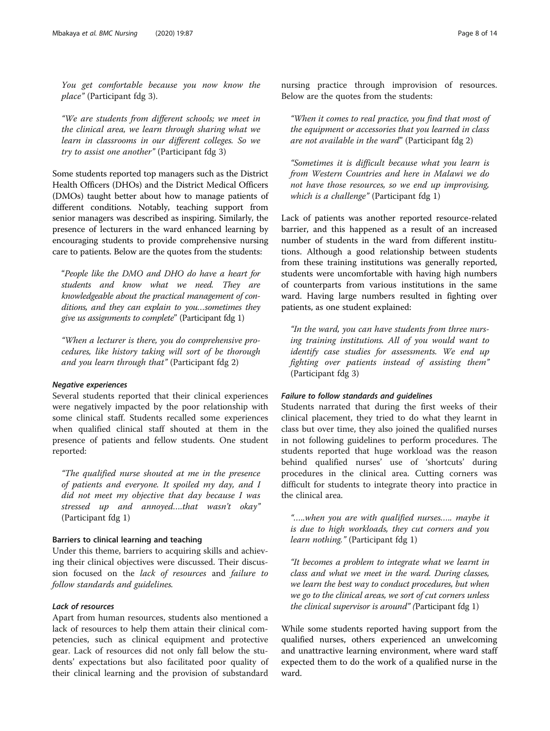*You get comfortable because you now know the place"* (Participant fdg 3).

> *"We are students from different schools; we meet in the clinical area, we learn through sharing what we learn in classrooms in our different colleges. So we try to assist one another"* (Participant fdg 3)

Some students reported top managers such as the District Health Officers (DHOs) and the District Medical Officers (DMOs) taught better about how to manage patients of different conditions. Notably, teaching support from senior managers was described as inspiring. Similarly, the presence of lecturers in the ward enhanced learning by encouraging students to provide comprehensive nursing care to patients. Below are the quotes from the students:

> "*People like the DMO and DHO do have a heart for students and know what we need. They are knowledgeable about the practical management of conditions, and they can explain to you…sometimes they give us assignments to complete*" (Participant fdg 1)

> *"When a lecturer is there, you do comprehensive procedures, like history taking will sort of be thorough and you learn through that"* (Participant fdg 2)

#### *Negative experiences*

Several students reported that their clinical experiences were negatively impacted by the poor relationship with some clinical staff. Students recalled some experiences when qualified clinical staff shouted at them in the presence of patients and fellow students. One student reported:

> *"The qualified nurse shouted at me in the presence of patients and everyone. It spoiled my day, and I did not meet my objective that day because I was stressed up and annoyed….that wasn't okay"* (Participant fdg 1)

### Barriers to clinical learning and teaching

Under this theme, barriers to acquiring skills and achieving their clinical objectives were discussed. Their discussion focused on the *lack of resources* and *failure to follow standards and guidelines.*

#### *Lack of resources*

Apart from human resources, students also mentioned a lack of resources to help them attain their clinical competencies, such as clinical equipment and protective gear. Lack of resources did not only fall below the students' expectations but also facilitated poor quality of their clinical learning and the provision of substandard nursing practice through improvision of resources. Below are the quotes from the students:

> *"When it comes to real practice, you find that most of the equipment or accessories that you learned in class are not available in the ward*" (Participant fdg 2)

> *"Sometimes it is difficult because what you learn is from Western Countries and here in Malawi we do not have those resources, so we end up improvising, which is a challenge"* (Participant fdg 1)

Lack of patients was another reported resource-related barrier, and this happened as a result of an increased number of students in the ward from different institutions. Although a good relationship between students from these training institutions was generally reported, students were uncomfortable with having high numbers of counterparts from various institutions in the same ward. Having large numbers resulted in fighting over patients, as one student explained:

> *"In the ward, you can have students from three nursing training institutions. All of you would want to identify case studies for assessments. We end up fighting over patients instead of assisting them"* (Participant fdg 3)

#### *Failure to follow standards and guidelines*

Students narrated that during the first weeks of their clinical placement, they tried to do what they learnt in class but over time, they also joined the qualified nurses in not following guidelines to perform procedures. The students reported that huge workload was the reason behind qualified nurses' use of 'shortcuts' during procedures in the clinical area. Cutting corners was difficult for students to integrate theory into practice in the clinical area.

> *"…..when you are with qualified nurses….. maybe it is due to high workloads, they cut corners and you learn nothing."* (Participant fdg 1)

> *"It becomes a problem to integrate what we learnt in class and what we meet in the ward. During classes, we learn the best way to conduct procedures, but when we go to the clinical areas, we sort of cut corners unless the clinical supervisor is around" (*Participant fdg 1)

While some students reported having support from the qualified nurses, others experienced an unwelcoming and unattractive learning environment, where ward staff expected them to do the work of a qualified nurse in the ward.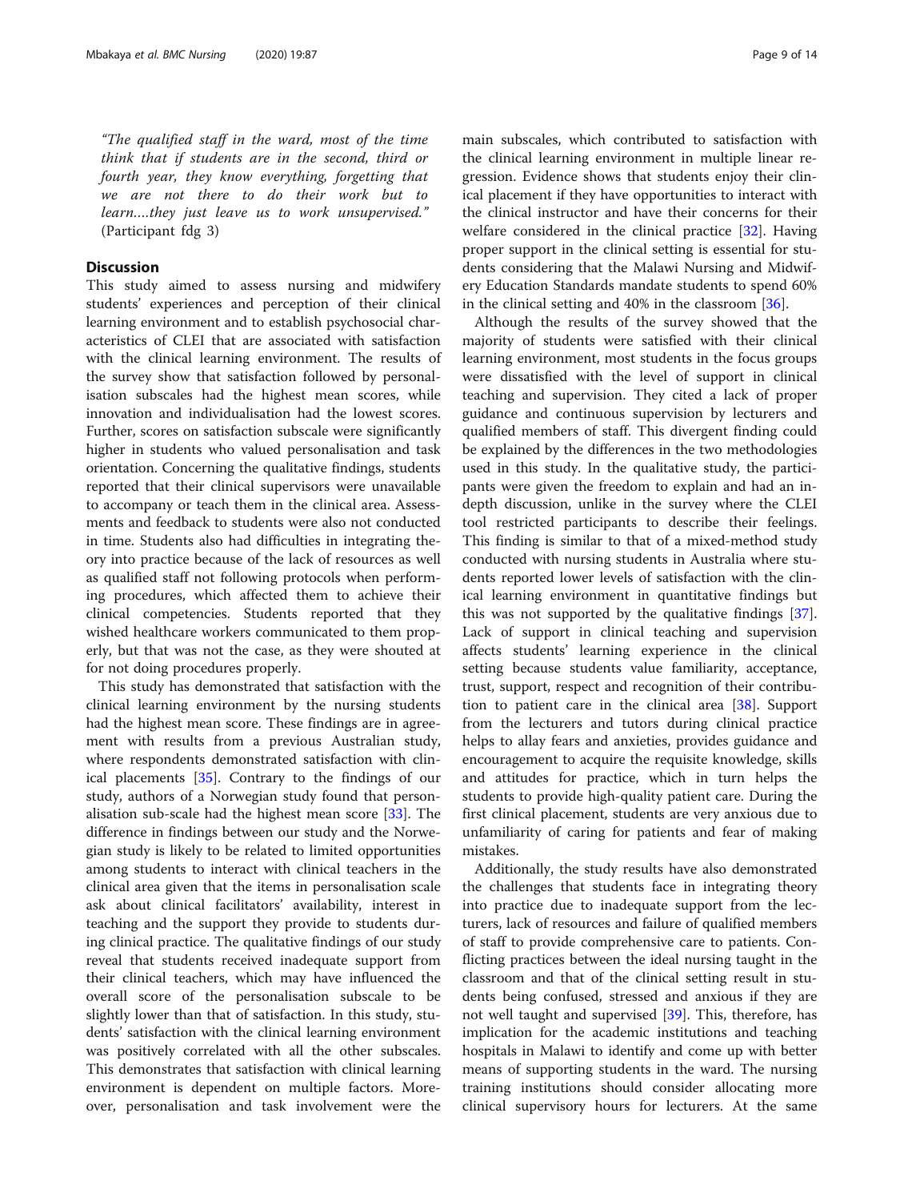"The qualified staff in the ward, most of the time think that if students are in the second, third or fourth year, they know everything, forgetting that we are not there to do their work but to learn….they just leave us to work unsupervised." (Participant fdg 3)

## Discussion

This study aimed to assess nursing and midwifery students' experiences and perception of their clinical learning environment and to establish psychosocial characteristics of CLEI that are associated with satisfaction with the clinical learning environment. The results of the survey show that satisfaction followed by personalisation subscales had the highest mean scores, while innovation and individualisation had the lowest scores. Further, scores on satisfaction subscale were significantly higher in students who valued personalisation and task orientation. Concerning the qualitative findings, students reported that their clinical supervisors were unavailable to accompany or teach them in the clinical area. Assessments and feedback to students were also not conducted in time. Students also had difficulties in integrating theory into practice because of the lack of resources as well as qualified staff not following protocols when performing procedures, which affected them to achieve their clinical competencies. Students reported that they wished healthcare workers communicated to them properly, but that was not the case, as they were shouted at for not doing procedures properly.

This study has demonstrated that satisfaction with the clinical learning environment by the nursing students had the highest mean score. These findings are in agreement with results from a previous Australian study, where respondents demonstrated satisfaction with clinical placements [35]. Contrary to the findings of our study, authors of a Norwegian study found that personalisation sub-scale had the highest mean score [33]. The difference in findings between our study and the Norwegian study is likely to be related to limited opportunities among students to interact with clinical teachers in the clinical area given that the items in personalisation scale ask about clinical facilitators' availability, interest in teaching and the support they provide to students during clinical practice. The qualitative findings of our study reveal that students received inadequate support from their clinical teachers, which may have influenced the overall score of the personalisation subscale to be slightly lower than that of satisfaction. In this study, students' satisfaction with the clinical learning environment was positively correlated with all the other subscales. This demonstrates that satisfaction with clinical learning environment is dependent on multiple factors. Moreover, personalisation and task involvement were the main subscales, which contributed to satisfaction with the clinical learning environment in multiple linear regression. Evidence shows that students enjoy their clinical placement if they have opportunities to interact with the clinical instructor and have their concerns for their welfare considered in the clinical practice [32]. Having proper support in the clinical setting is essential for students considering that the Malawi Nursing and Midwifery Education Standards mandate students to spend 60% in the clinical setting and 40% in the classroom [36].

Although the results of the survey showed that the majority of students were satisfied with their clinical learning environment, most students in the focus groups were dissatisfied with the level of support in clinical teaching and supervision. They cited a lack of proper guidance and continuous supervision by lecturers and qualified members of staff. This divergent finding could be explained by the differences in the two methodologies used in this study. In the qualitative study, the participants were given the freedom to explain and had an in-depth discussion, unlike in the survey where the CLEI tool restricted participants to describe their feelings. This finding is similar to that of a mixed-method study conducted with nursing students in Australia where students reported lower levels of satisfaction with the clinical learning environment in quantitative findings but this was not supported by the qualitative findings [37]. Lack of support in clinical teaching and supervision affects students' learning experience in the clinical setting because students value familiarity, acceptance, trust, support, respect and recognition of their contribution to patient care in the clinical area [38]. Support from the lecturers and tutors during clinical practice helps to allay fears and anxieties, provides guidance and encouragement to acquire the requisite knowledge, skills and attitudes for practice, which in turn helps the students to provide high-quality patient care. During the first clinical placement, students are very anxious due to unfamiliarity of caring for patients and fear of making mistakes.

Additionally, the study results have also demonstrated the challenges that students face in integrating theory into practice due to inadequate support from the lecturers, lack of resources and failure of qualified members of staff to provide comprehensive care to patients. Conflicting practices between the ideal nursing taught in the classroom and that of the clinical setting result in students being confused, stressed and anxious if they are not well taught and supervised [39]. This, therefore, has implication for the academic institutions and teaching hospitals in Malawi to identify and come up with better means of supporting students in the ward. The nursing training institutions should consider allocating more clinical supervisory hours for lecturers. At the same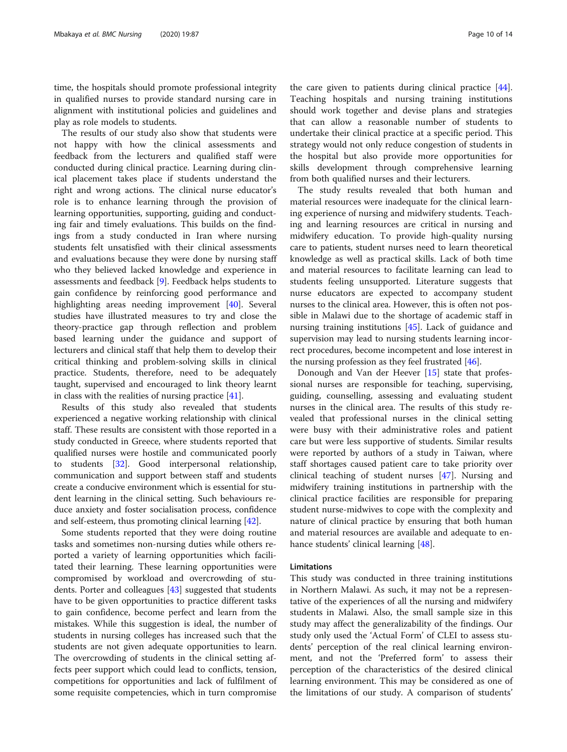time, the hospitals should promote professional integrity in qualified nurses to provide standard nursing care in alignment with institutional policies and guidelines and play as role models to students.

The results of our study also show that students were not happy with how the clinical assessments and feedback from the lecturers and qualified staff were conducted during clinical practice. Learning during clinical placement takes place if students understand the right and wrong actions. The clinical nurse educator's role is to enhance learning through the provision of learning opportunities, supporting, guiding and conducting fair and timely evaluations. This builds on the findings from a study conducted in Iran where nursing students felt unsatisfied with their clinical assessments and evaluations because they were done by nursing staff who they believed lacked knowledge and experience in assessments and feedback [9]. Feedback helps students to gain confidence by reinforcing good performance and highlighting areas needing improvement [40]. Several studies have illustrated measures to try and close the theory-practice gap through reflection and problem based learning under the guidance and support of lecturers and clinical staff that help them to develop their critical thinking and problem-solving skills in clinical practice. Students, therefore, need to be adequately taught, supervised and encouraged to link theory learnt in class with the realities of nursing practice [41].

Results of this study also revealed that students experienced a negative working relationship with clinical staff. These results are consistent with those reported in a study conducted in Greece, where students reported that qualified nurses were hostile and communicated poorly to students [32]. Good interpersonal relationship, communication and support between staff and students create a conducive environment which is essential for student learning in the clinical setting. Such behaviours reduce anxiety and foster socialisation process, confidence and self-esteem, thus promoting clinical learning [42].

Some students reported that they were doing routine tasks and sometimes non-nursing duties while others reported a variety of learning opportunities which facilitated their learning. These learning opportunities were compromised by workload and overcrowding of students. Porter and colleagues [43] suggested that students have to be given opportunities to practice different tasks to gain confidence, become perfect and learn from the mistakes. While this suggestion is ideal, the number of students in nursing colleges has increased such that the students are not given adequate opportunities to learn. The overcrowding of students in the clinical setting affects peer support which could lead to conflicts, tension, competitions for opportunities and lack of fulfilment of some requisite competencies, which in turn compromise the care given to patients during clinical practice [44]. Teaching hospitals and nursing training institutions should work together and devise plans and strategies that can allow a reasonable number of students to undertake their clinical practice at a specific period. This strategy would not only reduce congestion of students in the hospital but also provide more opportunities for skills development through comprehensive learning from both qualified nurses and their lecturers.

The study results revealed that both human and material resources were inadequate for the clinical learning experience of nursing and midwifery students. Teaching and learning resources are critical in nursing and midwifery education. To provide high-quality nursing care to patients, student nurses need to learn theoretical knowledge as well as practical skills. Lack of both time and material resources to facilitate learning can lead to students feeling unsupported. Literature suggests that nurse educators are expected to accompany student nurses to the clinical area. However, this is often not possible in Malawi due to the shortage of academic staff in nursing training institutions [45]. Lack of guidance and supervision may lead to nursing students learning incorrect procedures, become incompetent and lose interest in the nursing profession as they feel frustrated [46].

Donough and Van der Heever [15] state that professional nurses are responsible for teaching, supervising, guiding, counselling, assessing and evaluating student nurses in the clinical area. The results of this study revealed that professional nurses in the clinical setting were busy with their administrative roles and patient care but were less supportive of students. Similar results were reported by authors of a study in Taiwan, where staff shortages caused patient care to take priority over clinical teaching of student nurses [47]. Nursing and midwifery training institutions in partnership with the clinical practice facilities are responsible for preparing student nurse-midwives to cope with the complexity and nature of clinical practice by ensuring that both human and material resources are available and adequate to enhance students' clinical learning [48].

## Limitations

This study was conducted in three training institutions in Northern Malawi. As such, it may not be a representative of the experiences of all the nursing and midwifery students in Malawi. Also, the small sample size in this study may affect the generalizability of the findings. Our study only used the 'Actual Form' of CLEI to assess students' perception of the real clinical learning environment, and not the 'Preferred form' to assess their perception of the characteristics of the desired clinical learning environment. This may be considered as one of the limitations of our study. A comparison of students'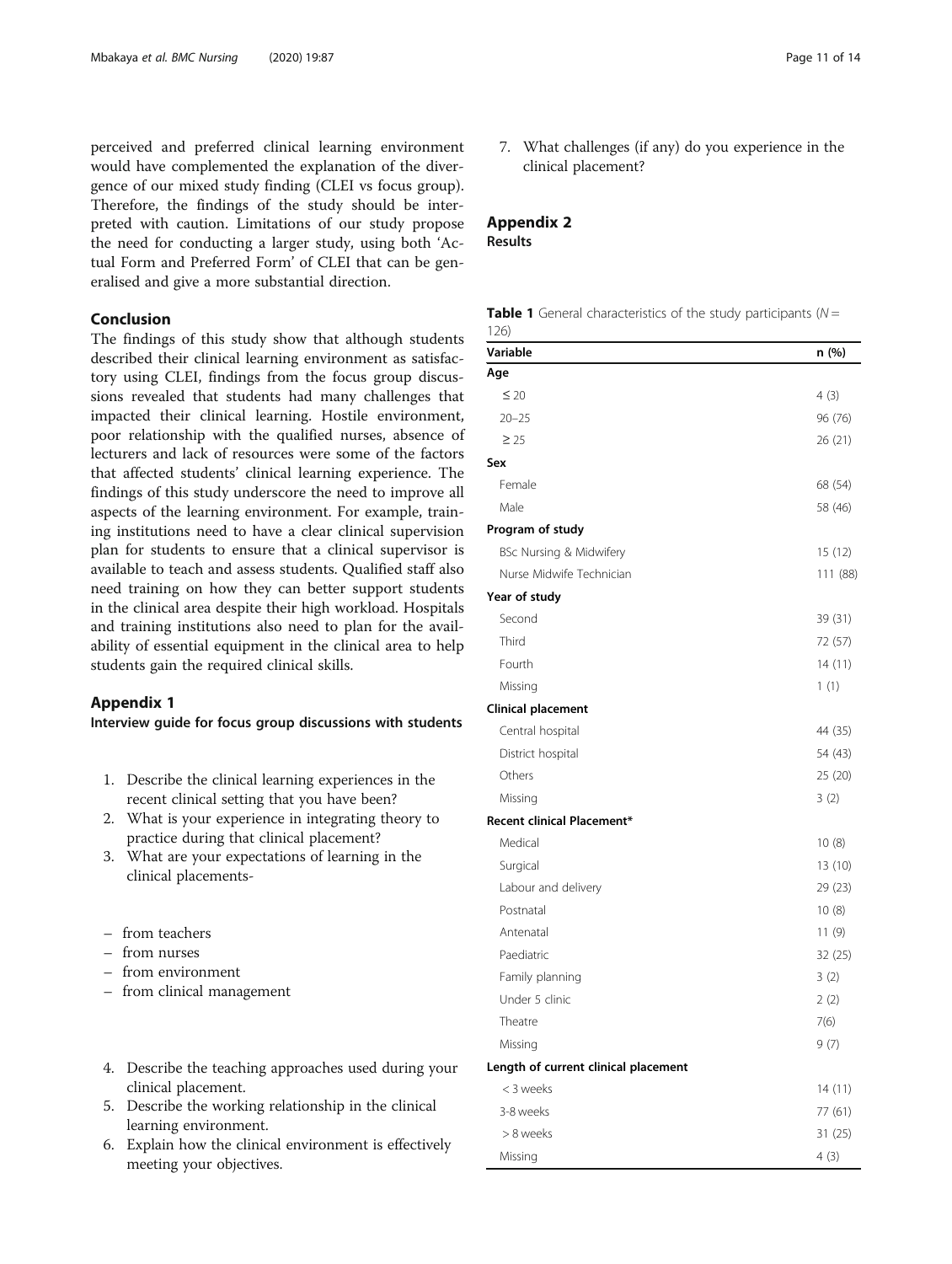perceived and preferred clinical learning environment would have complemented the explanation of the divergence of our mixed study finding (CLEI vs focus group). Therefore, the findings of the study should be interpreted with caution. Limitations of our study propose the need for conducting a larger study, using both 'Actual Form and Preferred Form' of CLEI that can be generalised and give a more substantial direction.

## Conclusion

The findings of this study show that although students described their clinical learning environment as satisfactory using CLEI, findings from the focus group discussions revealed that students had many challenges that impacted their clinical learning. Hostile environment, poor relationship with the qualified nurses, absence of lecturers and lack of resources were some of the factors that affected students' clinical learning experience. The findings of this study underscore the need to improve all aspects of the learning environment. For example, training institutions need to have a clear clinical supervision plan for students to ensure that a clinical supervisor is available to teach and assess students. Qualified staff also need training on how they can better support students in the clinical area despite their high workload. Hospitals and training institutions also need to plan for the availability of essential equipment in the clinical area to help students gain the required clinical skills.

## Appendix 1

### Interview guide for focus group discussions with students

1. Describe the clinical learning experiences in the recent clinical setting that you have been?
2. What is your experience in integrating theory to practice during that clinical placement?
3. What are your expectations of learning in the clinical placements-

– from teachers
– from nurses
– from environment
– from clinical management

4. Describe the teaching approaches used during your clinical placement.
5. Describe the working relationship in the clinical learning environment.
6. Explain how the clinical environment is effectively meeting your objectives.
7. What challenges (if any) do you experience in the clinical placement?

## Appendix 2

### Results

**Table 1** General characteristics of the study participants ($N = 126$)

| Variable | n (%) |
|---|---|
| **Age** | |
| ≤ 20 | 4 (3) |
| 20–25 | 96 (76) |
| ≥ 25 | 26 (21) |
| **Sex** | |
| Female | 68 (54) |
| Male | 58 (46) |
| **Program of study** | |
| BSc Nursing & Midwifery | 15 (12) |
| Nurse Midwife Technician | 111 (88) |
| **Year of study** | |
| Second | 39 (31) |
| Third | 72 (57) |
| Fourth | 14 (11) |
| Missing | 1 (1) |
| **Clinical placement** | |
| Central hospital | 44 (35) |
| District hospital | 54 (43) |
| Others | 25 (20) |
| Missing | 3 (2) |
| **Recent clinical Placement*** | |
| Medical | 10 (8) |
| Surgical | 13 (10) |
| Labour and delivery | 29 (23) |
| Postnatal | 10 (8) |
| Antenatal | 11 (9) |
| Paediatric | 32 (25) |
| Family planning | 3 (2) |
| Under 5 clinic | 2 (2) |
| Theatre | 7(6) |
| Missing | 9 (7) |
| **Length of current clinical placement** | |
| < 3 weeks | 14 (11) |
| 3-8 weeks | 77 (61) |
| > 8 weeks | 31 (25) |
| Missing | 4 (3) |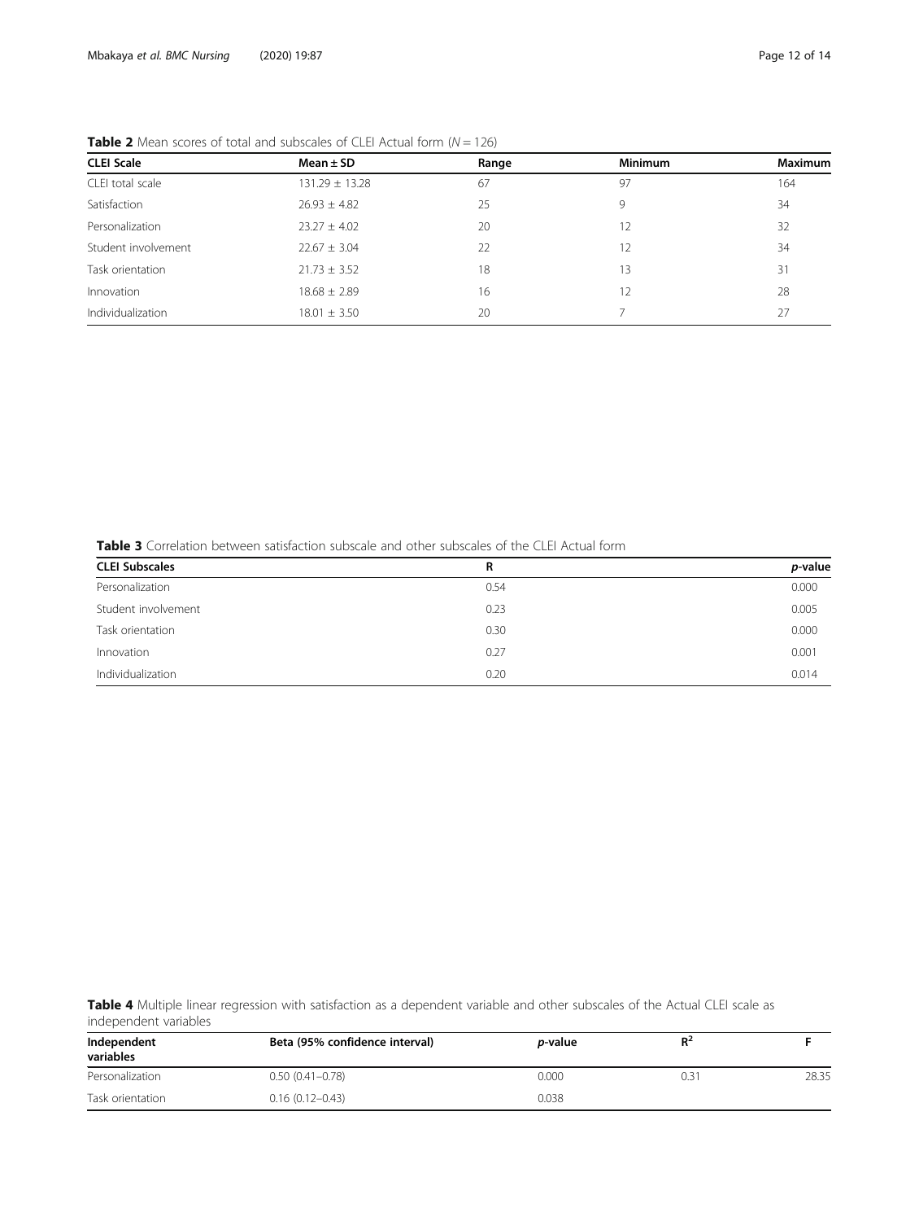**Table 2** Mean scores of total and subscales of CLEI Actual form ($N = 126$)

| CLEI Scale | Mean ± SD | Range | Minimum | Maximum |
|---|---|---|---|---|
| CLEI total scale | 131.29 ± 13.28 | 67 | 97 | 164 |
| Satisfaction | 26.93 ± 4.82 | 25 | 9 | 34 |
| Personalization | 23.27 ± 4.02 | 20 | 12 | 32 |
| Student involvement | 22.67 ± 3.04 | 22 | 12 | 34 |
| Task orientation | 21.73 ± 3.52 | 18 | 13 | 31 |
| Innovation | 18.68 ± 2.89 | 16 | 12 | 28 |
| Individualization | 18.01 ± 3.50 | 20 | 7 | 27 |

**Table 3** Correlation between satisfaction subscale and other subscales of the CLEI Actual form

| CLEI Subscales | R | *p*-value |
|---|---|---|
| Personalization | 0.54 | 0.000 |
| Student involvement | 0.23 | 0.005 |
| Task orientation | 0.30 | 0.000 |
| Innovation | 0.27 | 0.001 |
| Individualization | 0.20 | 0.014 |

**Table 4** Multiple linear regression with satisfaction as a dependent variable and other subscales of the Actual CLEI scale as independent variables

| Independent variables | Beta (95% confidence interval) | *p*-value | $R^2$ | F |
|---|---|---|---|---|
| Personalization | 0.50 (0.41–0.78) | 0.000 | 0.31 | 28.35 |
| Task orientation | 0.16 (0.12–0.43) | 0.038 | | |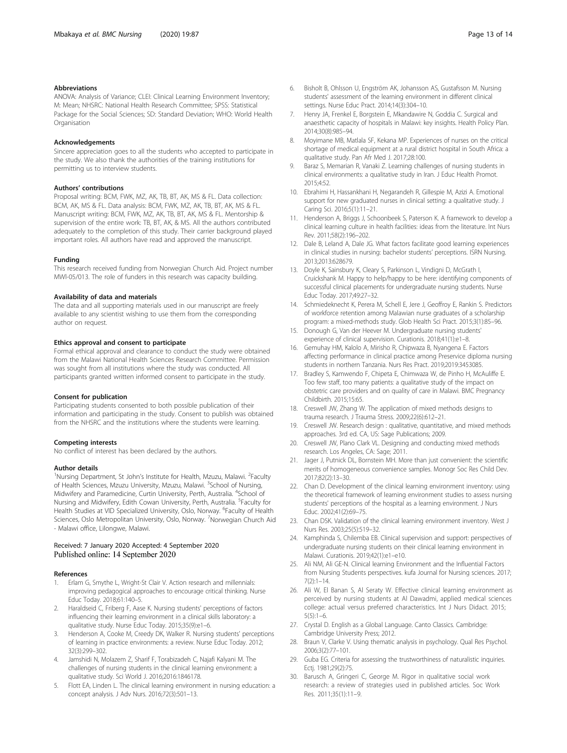### Abbreviations

ANOVA: Analysis of Variance; CLEI: Clinical Learning Environment Inventory; M: Mean; NHSRC: National Health Research Committee; SPSS: Statistical Package for the Social Sciences; SD: Standard Deviation; WHO: World Health Organisation

### Acknowledgements

Sincere appreciation goes to all the students who accepted to participate in the study. We also thank the authorities of the training institutions for permitting us to interview students.

### Authors' contributions

Proposal writing: BCM, FWK, MZ, AK, TB, BT, AK, MS & FL. Data collection: BCM, AK, MS & FL. Data analysis: BCM, FWK, MZ, AK, TB, BT, AK, MS & FL. Manuscript writing: BCM, FWK, MZ, AK, TB, BT, AK, MS & FL. Mentorship & supervision of the entire work: TB, BT, AK, & MS. All the authors contributed adequately to the completion of this study. Their carrier background played important roles. All authors have read and approved the manuscript.

### Funding

This research received funding from Norwegian Church Aid. Project number MWI-05/013. The role of funders in this research was capacity building.

### Availability of data and materials

The data and all supporting materials used in our manuscript are freely available to any scientist wishing to use them from the corresponding author on request.

### Ethics approval and consent to participate

Formal ethical approval and clearance to conduct the study were obtained from the Malawi National Health Sciences Research Committee. Permission was sought from all institutions where the study was conducted. All participants granted written informed consent to participate in the study.

### Consent for publication

Participating students consented to both possible publication of their information and participating in the study. Consent to publish was obtained from the NHSRC and the institutions where the students were learning.

### Competing interests

No conflict of interest has been declared by the authors.

### Author details

[1]Nursing Department, St John's Institute for Health, Mzuzu, Malawi. [2]Faculty of Health Sciences, Mzuzu University, Mzuzu, Malawi. [3]School of Nursing, Midwifery and Paramedicine, Curtin University, Perth, Australia. [4]School of Nursing and Midwifery, Edith Cowan University, Perth, Australia. [5]Faculty for Health Studies at VID Specialized University, Oslo, Norway. [6]Faculty of Health Sciences, Oslo Metropolitan University, Oslo, Norway. [7]Norwegian Church Aid - Malawi office, Lilongwe, Malawi.

Received: 7 January 2020 Accepted: 4 September 2020
Published online: 14 September 2020

### References

1. Erlam G, Smythe L, Wright-St Clair V. Action research and millennials: improving pedagogical approaches to encourage critical thinking. Nurse Educ Today. 2018;61:140–5.
2. Haraldseid C, Friberg F, Aase K. Nursing students' perceptions of factors influencing their learning environment in a clinical skills laboratory: a qualitative study. Nurse Educ Today. 2015;35(9):e1–6.
3. Henderson A, Cooke M, Creedy DK, Walker R. Nursing students' perceptions of learning in practice environments: a review. Nurse Educ Today. 2012; 32(3):299–302.
4. Jamshidi N, Molazem Z, Sharif F, Torabizadeh C, Najafi Kalyani M. The challenges of nursing students in the clinical learning environment: a qualitative study. Sci World J. 2016;2016:1846178.
5. Flott EA, Linden L. The clinical learning environment in nursing education: a concept analysis. J Adv Nurs. 2016;72(3):501–13.
6. Bisholt B, Ohlsson U, Engström AK, Johansson AS, Gustafsson M. Nursing students' assessment of the learning environment in different clinical settings. Nurse Educ Pract. 2014;14(3):304–10.
7. Henry JA, Frenkel E, Borgstein E, Mkandawire N, Goddia C. Surgical and anaesthetic capacity of hospitals in Malawi: key insights. Health Policy Plan. 2014;30(8):985–94.
8. Moyimane MB, Matlala SF, Kekana MP. Experiences of nurses on the critical shortage of medical equipment at a rural district hospital in South Africa: a qualitative study. Pan Afr Med J. 2017;28:100.
9. Baraz S, Memarian R, Vanaki Z. Learning challenges of nursing students in clinical environments: a qualitative study in Iran. J Educ Health Promot. 2015;4:52.
10. Ebrahimi H, Hassankhani H, Negarandeh R, Gillespie M, Azizi A. Emotional support for new graduated nurses in clinical setting: a qualitative study. J Caring Sci. 2016;5(1):11–21.
11. Henderson A, Briggs J, Schoonbeek S, Paterson K. A framework to develop a clinical learning culture in health facilities: ideas from the literature. Int Nurs Rev. 2011;58(2):196–202.
12. Dale B, Leland A, Dale JG. What factors facilitate good learning experiences in clinical studies in nursing: bachelor students' perceptions. ISRN Nursing. 2013;2013:628679.
13. Doyle K, Sainsbury K, Cleary S, Parkinson L, Vindigni D, McGrath I, Cruickshank M. Happy to help/happy to be here: identifying components of successful clinical placements for undergraduate nursing students. Nurse Educ Today. 2017;49:27–32.
14. Schmiedeknecht K, Perera M, Schell E, Jere J, Geoffroy E, Rankin S. Predictors of workforce retention among Malawian nurse graduates of a scholarship program: a mixed-methods study. Glob Health Sci Pract. 2015;3(1):85–96.
15. Donough G, Van der Heever M. Undergraduate nursing students' experience of clinical supervision. Curationis. 2018;41(1):e1–8.
16. Gemuhay HM, Kalolo A, Mirisho R, Chipwaza B, Nyangena E. Factors affecting performance in clinical practice among Preservice diploma nursing students in northern Tanzania. Nurs Res Pract. 2019;2019:3453085.
17. Bradley S, Kamwendo F, Chipeta E, Chimwaza W, de Pinho H, McAuliffe E. Too few staff, too many patients: a qualitative study of the impact on obstetric care providers and on quality of care in Malawi. BMC Pregnancy Childbirth. 2015;15:65.
18. Creswell JW, Zhang W. The application of mixed methods designs to trauma research. J Trauma Stress. 2009;22(6):612–21.
19. Creswell JW. Research design : qualitative, quantitative, and mixed methods approaches. 3rd ed. CA, US: Sage Publications; 2009.
20. Creswell JW, Plano Clark VL. Designing and conducting mixed methods research. Los Angeles, CA: Sage; 2011.
21. Jager J, Putnick DL, Bornstein MH. More than just convenient: the scientific merits of homogeneous convenience samples. Monogr Soc Res Child Dev. 2017;82(2):13–30.
22. Chan D. Development of the clinical learning environment inventory: using the theoretical framework of learning environment studies to assess nursing students' perceptions of the hospital as a learning environment. J Nurs Educ. 2002;41(2):69–75.
23. Chan DSK. Validation of the clinical learning environment inventory. West J Nurs Res. 2003;25(5):519–32.
24. Kamphinda S, Chilemba EB. Clinical supervision and support: perspectives of undergraduate nursing students on their clinical learning environment in Malawi. Curationis. 2019;42(1):e1–e10.
25. Ali NM, Ali GE-N. Clinical learning Environment and the Influential Factors from Nursing Students perspectives. kufa Journal for Nursing sciences. 2017; 7(2):1–14.
26. Ali W, El Banan S, Al Seraty W. Effective clinical learning environment as perceived by nursing students at Al Dawadmi, applied medical sciences college: actual versus preferred characteristics. Int J Nurs Didact. 2015; 5(5):1–6.
27. Crystal D. English as a Global Language. Canto Classics. Cambridge: Cambridge University Press; 2012.
28. Braun V, Clarke V. Using thematic analysis in psychology. Qual Res Psychol. 2006;3(2):77–101.
29. Guba EG. Criteria for assessing the trustworthiness of naturalistic inquiries. Ectj. 1981;29(2):75.
30. Barusch A, Gringeri C, George M. Rigor in qualitative social work research: a review of strategies used in published articles. Soc Work Res. 2011;35(1):11–9.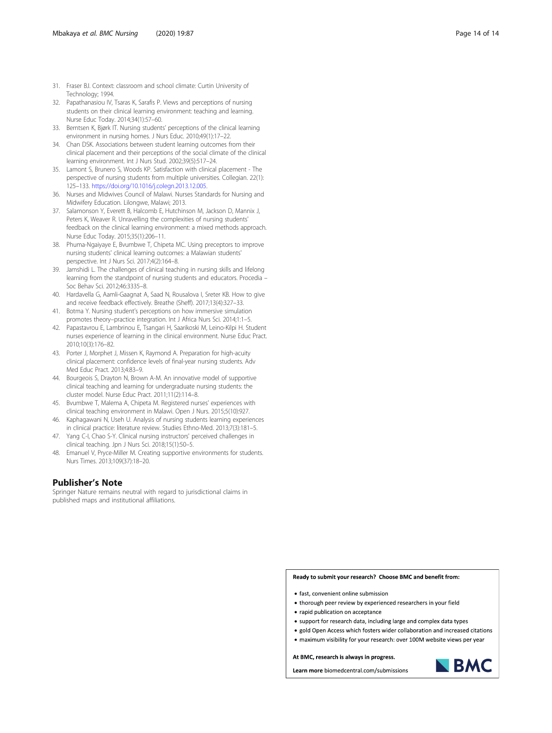31. Fraser BJ. Context: classroom and school climate: Curtin University of Technology; 1994.
32. Papathanasiou IV, Tsaras K, Sarafis P. Views and perceptions of nursing students on their clinical learning environment: teaching and learning. Nurse Educ Today. 2014;34(1):57–60.
33. Berntsen K, Bjørk IT. Nursing students' perceptions of the clinical learning environment in nursing homes. J Nurs Educ. 2010;49(1):17–22.
34. Chan DSK. Associations between student learning outcomes from their clinical placement and their perceptions of the social climate of the clinical learning environment. Int J Nurs Stud. 2002;39(5):517–24.
35. Lamont S, Brunero S, Woods KP. Satisfaction with clinical placement - The perspective of nursing students from multiple universities. Collegian. 22(1): 125–133. https://doi.org/10.1016/j.colegn.2013.12.005.
36. Nurses and Midwives Council of Malawi. Nurses Standards for Nursing and Midwifery Education. Lilongwe, Malawi; 2013.
37. Salamonson Y, Everett B, Halcomb E, Hutchinson M, Jackson D, Mannix J, Peters K, Weaver R. Unravelling the complexities of nursing students' feedback on the clinical learning environment: a mixed methods approach. Nurse Educ Today. 2015;35(1):206–11.
38. Phuma-Ngaiyaye E, Bvumbwe T, Chipeta MC. Using preceptors to improve nursing students' clinical learning outcomes: a Malawian students' perspective. Int J Nurs Sci. 2017;4(2):164–8.
39. Jamshidi L. The challenges of clinical teaching in nursing skills and lifelong learning from the standpoint of nursing students and educators. Procedia – Soc Behav Sci. 2012;46:3335–8.
40. Hardavella G, Aamli-Gaagnat A, Saad N, Rousalova I, Sreter KB. How to give and receive feedback effectively. Breathe (Sheff). 2017;13(4):327–33.
41. Botma Y. Nursing student's perceptions on how immersive simulation promotes theory–practice integration. Int J Africa Nurs Sci. 2014;1:1–5.
42. Papastavrou E, Lambrinou E, Tsangari H, Saarikoski M, Leino-Kilpi H. Student nurses experience of learning in the clinical environment. Nurse Educ Pract. 2010;10(3):176–82.
43. Porter J, Morphet J, Missen K, Raymond A. Preparation for high-acuity clinical placement: confidence levels of final-year nursing students. Adv Med Educ Pract. 2013;4:83–9.
44. Bourgeois S, Drayton N, Brown A-M. An innovative model of supportive clinical teaching and learning for undergraduate nursing students: the cluster model. Nurse Educ Pract. 2011;11(2):114–8.
45. Bvumbwe T, Malema A, Chipeta M. Registered nurses' experiences with clinical teaching environment in Malawi. Open J Nurs. 2015;5(10):927.
46. Kaphagawani N, Useh U. Analysis of nursing students learning experiences in clinical practice: literature review. Studies Ethno-Med. 2013;7(3):181–5.
47. Yang C-I, Chao S-Y. Clinical nursing instructors' perceived challenges in clinical teaching. Jpn J Nurs Sci. 2018;15(1):50–5.
48. Emanuel V, Pryce-Miller M. Creating supportive environments for students. Nurs Times. 2013;109(37):18–20.

## Publisher's Note

Springer Nature remains neutral with regard to jurisdictional claims in published maps and institutional affiliations.

**Ready to submit your research? Choose BMC and benefit from:**

- fast, convenient online submission
- thorough peer review by experienced researchers in your field
- rapid publication on acceptance
- support for research data, including large and complex data types
- gold Open Access which fosters wider collaboration and increased citations
- maximum visibility for your research: over 100M website views per year

**At BMC, research is always in progress.**

**Learn more** biomedcentral.com/submissions

BMC